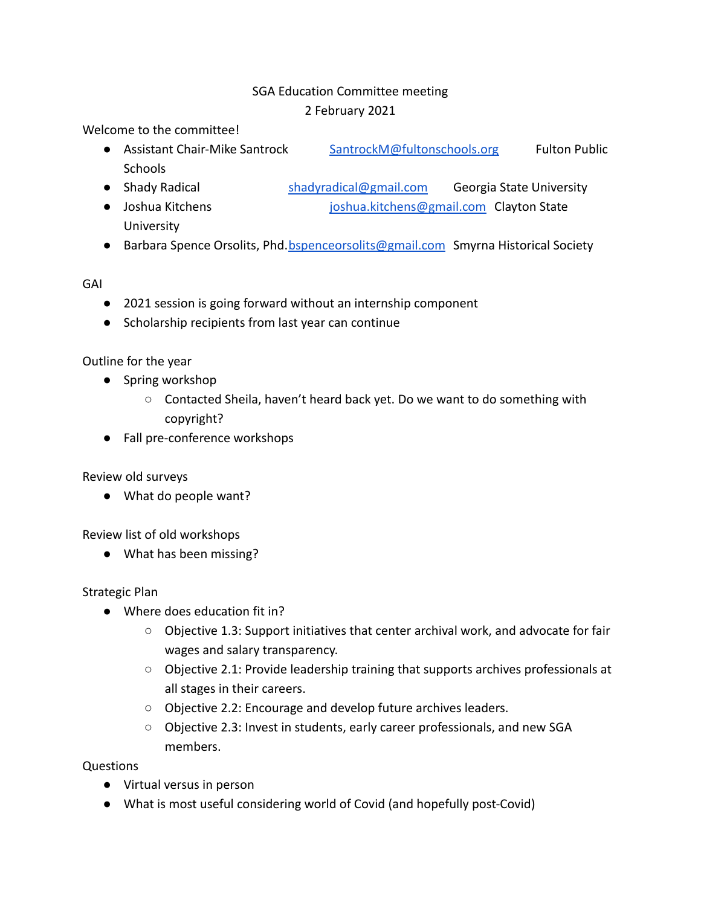SGA Education Committee meeting

2 February 2021

Welcome to the committee!

- Assistant Chair-Mike Santrock SantrockM@fultonschools.org Fulton Public Schools
- Shady Radical shadyradical@gmail.com Georgia State University
- Joshua Kitchens joshua.kitchens@gmail.com Clayton State University
- Barbara Spence Orsolits, Phd.bspenceorsolits@gmail.com Smyrna Historical Society

GAI

- 2021 session is going forward without an internship component
- Scholarship recipients from last year can continue

Outline for the year

- Spring workshop
  - Contacted Sheila, haven't heard back yet. Do we want to do something with copyright?
- Fall pre-conference workshops

Review old surveys

- What do people want?

Review list of old workshops

- What has been missing?

Strategic Plan

- Where does education fit in?
  - Objective 1.3: Support initiatives that center archival work, and advocate for fair wages and salary transparency.
  - Objective 2.1: Provide leadership training that supports archives professionals at all stages in their careers.
  - Objective 2.2: Encourage and develop future archives leaders.
  - Objective 2.3: Invest in students, early career professionals, and new SGA members.

Questions

- Virtual versus in person
- What is most useful considering world of Covid (and hopefully post-Covid)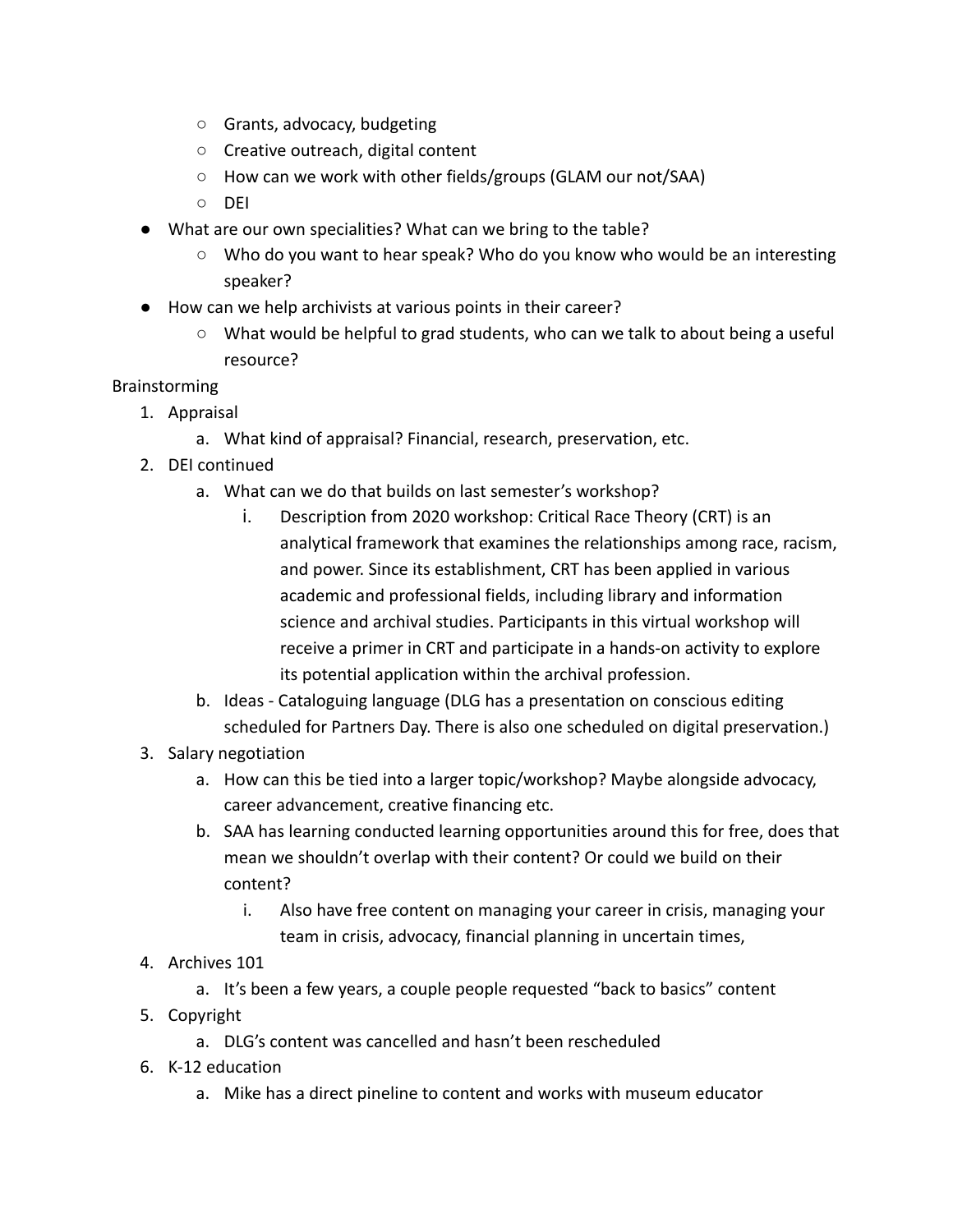- Grants, advocacy, budgeting
    - Creative outreach, digital content
    - How can we work with other fields/groups (GLAM our not/SAA)
    - DEI
- What are our own specialities? What can we bring to the table?
    - Who do you want to hear speak? Who do you know who would be an interesting speaker?
- How can we help archivists at various points in their career?
    - What would be helpful to grad students, who can we talk to about being a useful resource?

Brainstorming

1. Appraisal
    a. What kind of appraisal? Financial, research, preservation, etc.
2. DEI continued
    a. What can we do that builds on last semester's workshop?
        i. Description from 2020 workshop: Critical Race Theory (CRT) is an analytical framework that examines the relationships among race, racism, and power. Since its establishment, CRT has been applied in various academic and professional fields, including library and information science and archival studies. Participants in this virtual workshop will receive a primer in CRT and participate in a hands-on activity to explore its potential application within the archival profession.
    b. Ideas - Cataloguing language (DLG has a presentation on conscious editing scheduled for Partners Day. There is also one scheduled on digital preservation.)
3. Salary negotiation
    a. How can this be tied into a larger topic/workshop? Maybe alongside advocacy, career advancement, creative financing etc.
    b. SAA has learning conducted learning opportunities around this for free, does that mean we shouldn't overlap with their content? Or could we build on their content?
        i. Also have free content on managing your career in crisis, managing your team in crisis, advocacy, financial planning in uncertain times,
4. Archives 101
    a. It's been a few years, a couple people requested "back to basics" content
5. Copyright
    a. DLG's content was cancelled and hasn't been rescheduled
6. K-12 education
    a. Mike has a direct pineline to content and works with museum educator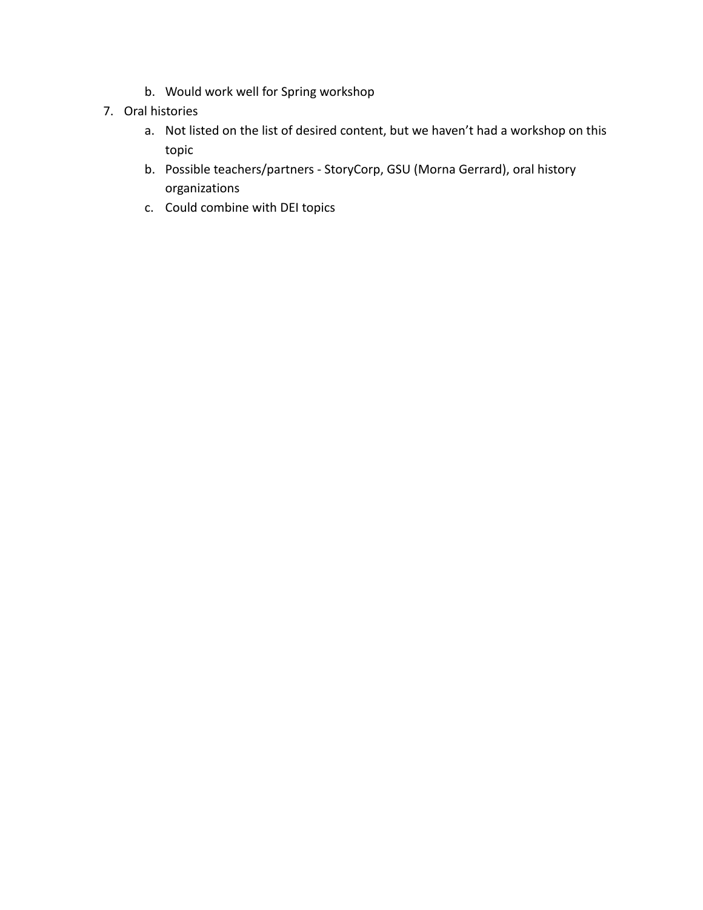b. Would work well for Spring workshop

7. Oral histories
    a. Not listed on the list of desired content, but we haven't had a workshop on this topic
    b. Possible teachers/partners - StoryCorp, GSU (Morna Gerrard), oral history organizations
    c. Could combine with DEI topics